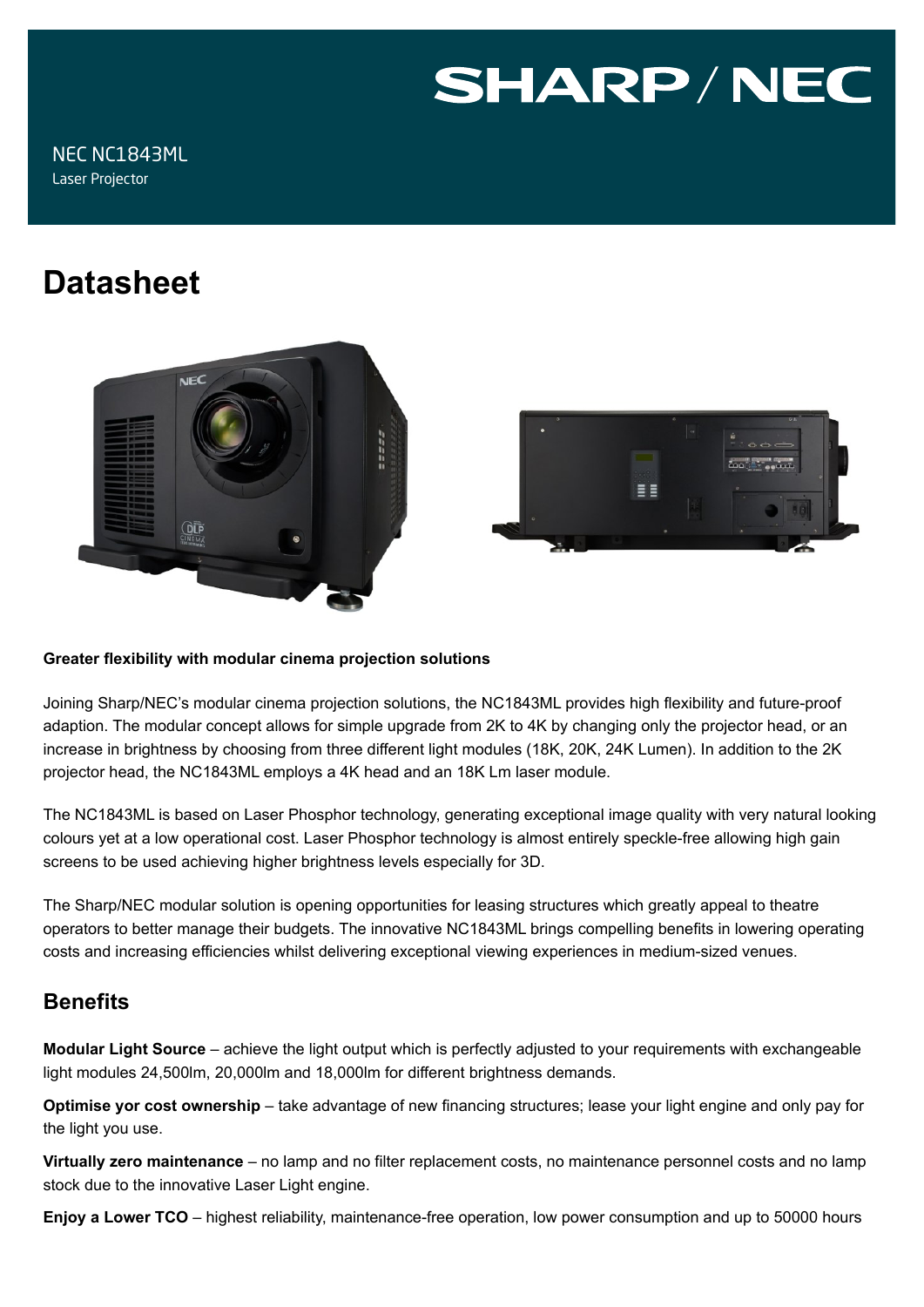SHARP / NEC

NEC NC1843ML
Laser Projector

# Datasheet

**Greater flexibility with modular cinema projection solutions**

Joining Sharp/NEC's modular cinema projection solutions, the NC1843ML provides high flexibility and future-proof adaption. The modular concept allows for simple upgrade from 2K to 4K by changing only the projector head, or an increase in brightness by choosing from three different light modules (18K, 20K, 24K Lumen). In addition to the 2K projector head, the NC1843ML employs a 4K head and an 18K Lm laser module.

The NC1843ML is based on Laser Phosphor technology, generating exceptional image quality with very natural looking colours yet at a low operational cost. Laser Phosphor technology is almost entirely speckle-free allowing high gain screens to be used achieving higher brightness levels especially for 3D.

The Sharp/NEC modular solution is opening opportunities for leasing structures which greatly appeal to theatre operators to better manage their budgets. The innovative NC1843ML brings compelling benefits in lowering operating costs and increasing efficiencies whilst delivering exceptional viewing experiences in medium-sized venues.

## Benefits

**Modular Light Source** – achieve the light output which is perfectly adjusted to your requirements with exchangeable light modules 24,500lm, 20,000lm and 18,000lm for different brightness demands.

**Optimise yor cost ownership** – take advantage of new financing structures; lease your light engine and only pay for the light you use.

**Virtually zero maintenance** – no lamp and no filter replacement costs, no maintenance personnel costs and no lamp stock due to the innovative Laser Light engine.

**Enjoy a Lower TCO** – highest reliability, maintenance-free operation, low power consumption and up to 50000 hours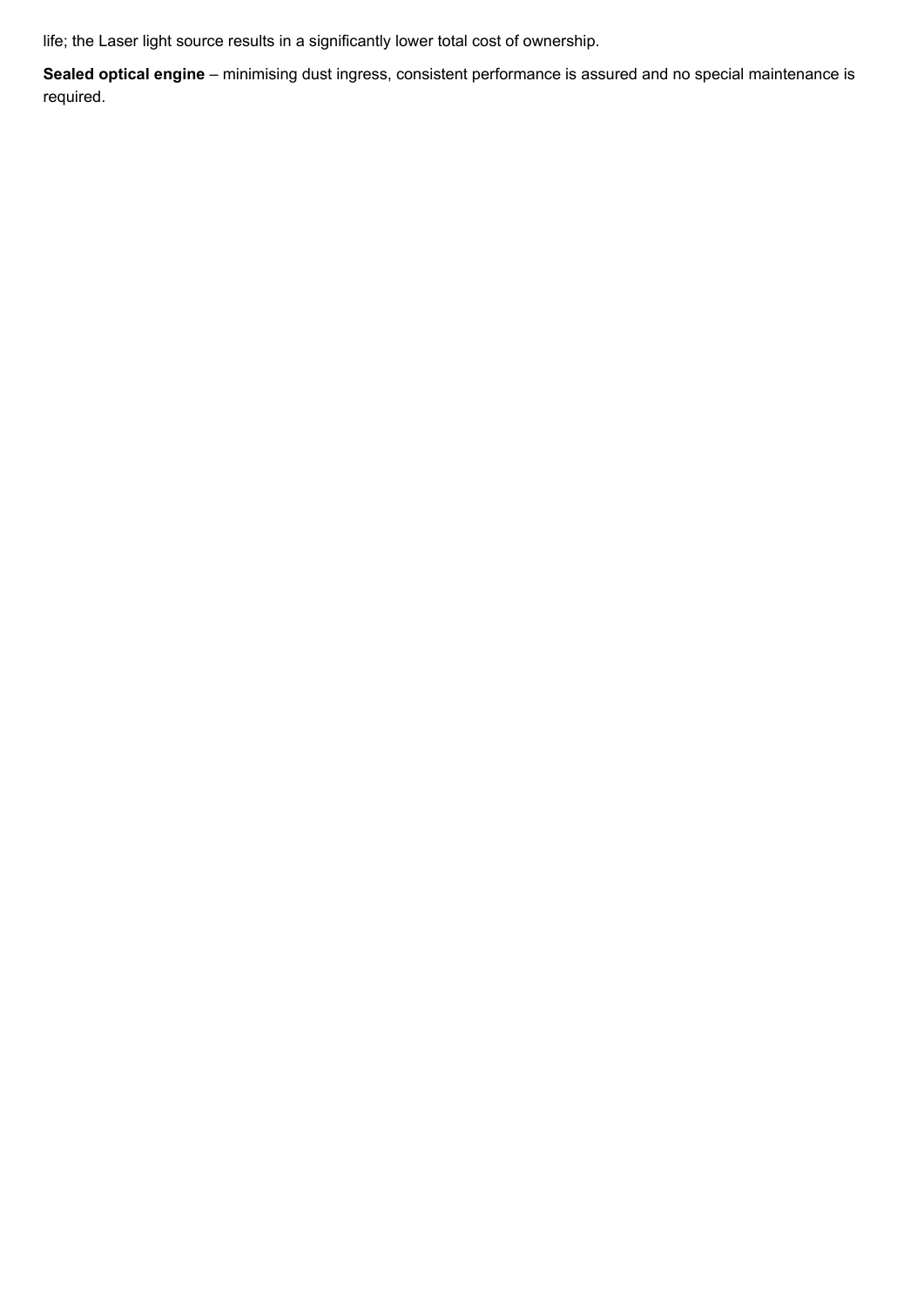life; the Laser light source results in a significantly lower total cost of ownership.

**Sealed optical engine** – minimising dust ingress, consistent performance is assured and no special maintenance is required.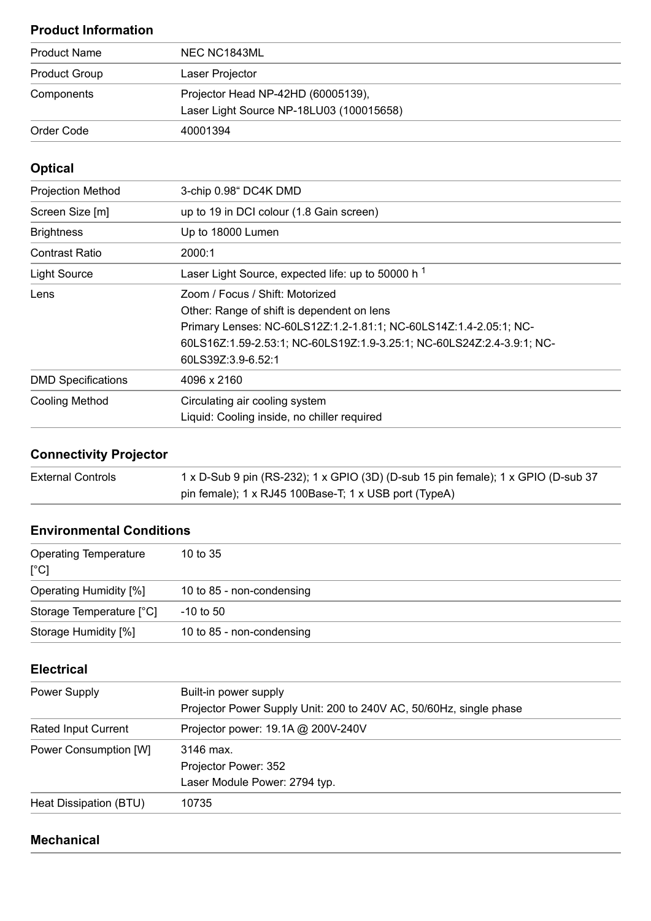## Product Information

| | |
|---|---|
| Product Name | NEC NC1843ML |
| Product Group | Laser Projector |
| Components | Projector Head NP-42HD (60005139),<br>Laser Light Source NP-18LU03 (100015658) |
| Order Code | 40001394 |

## Optical

| | |
|---|---|
| Projection Method | 3-chip 0.98“ DC4K DMD |
| Screen Size [m] | up to 19 in DCI colour (1.8 Gain screen) |
| Brightness | Up to 18000 Lumen |
| Contrast Ratio | 2000:1 |
| Light Source | Laser Light Source, expected life: up to 50000 h [1] |
| Lens | Zoom / Focus / Shift: Motorized<br>Other: Range of shift is dependent on lens<br>Primary Lenses: NC-60LS12Z:1.2-1.81:1; NC-60LS14Z:1.4-2.05:1; NC-60LS16Z:1.59-2.53:1; NC-60LS19Z:1.9-3.25:1; NC-60LS24Z:2.4-3.9:1; NC-60LS39Z:3.9-6.52:1 |
| DMD Specifications | 4096 x 2160 |
| Cooling Method | Circulating air cooling system<br>Liquid: Cooling inside, no chiller required |

## Connectivity Projector

| | |
|---|---|
| External Controls | 1 x D-Sub 9 pin (RS-232); 1 x GPIO (3D) (D-sub 15 pin female); 1 x GPIO (D-sub 37 pin female); 1 x RJ45 100Base-T; 1 x USB port (TypeA) |

## Environmental Conditions

| | |
|---|---|
| Operating Temperature [°C] | 10 to 35 |
| Operating Humidity [%] | 10 to 85 - non-condensing |
| Storage Temperature [°C] | -10 to 50 |
| Storage Humidity [%] | 10 to 85 - non-condensing |

## Electrical

| | |
|---|---|
| Power Supply | Built-in power supply<br>Projector Power Supply Unit: 200 to 240V AC, 50/60Hz, single phase |
| Rated Input Current | Projector power: 19.1A @ 200V-240V |
| Power Consumption [W] | 3146 max.<br>Projector Power: 352<br>Laser Module Power: 2794 typ. |
| Heat Dissipation (BTU) | 10735 |

## Mechanical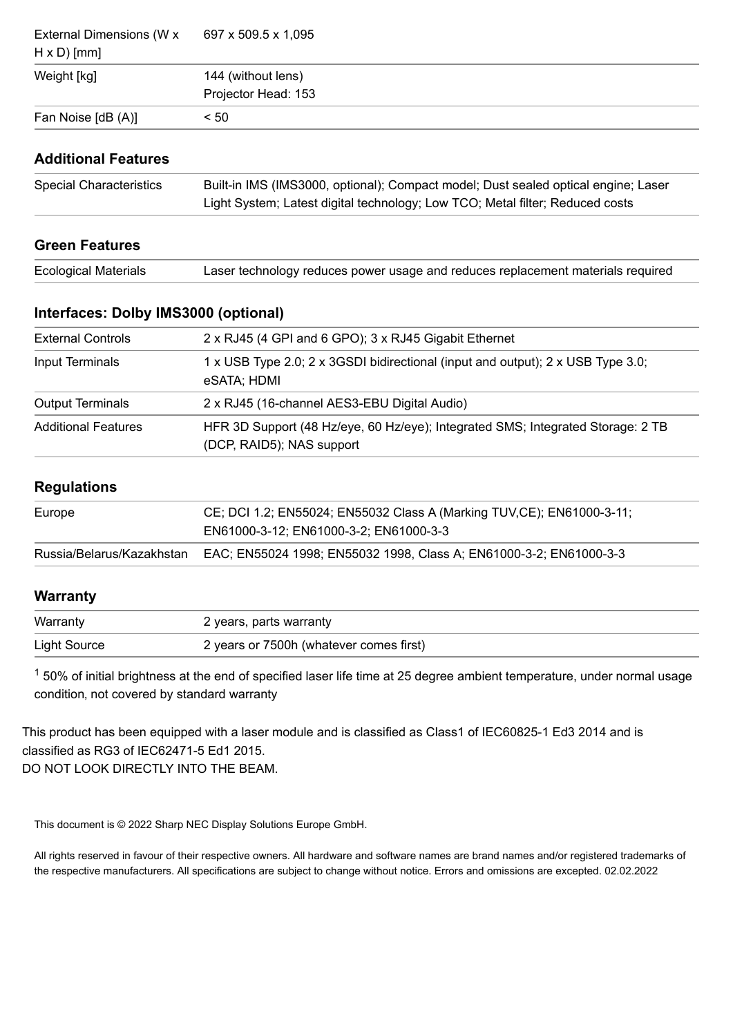| | |
|---|---|
| External Dimensions (W x H x D) [mm] | 697 x 509.5 x 1,095 |
| Weight [kg] | 144 (without lens)<br>Projector Head: 153 |
| Fan Noise [dB (A)] | < 50 |

## Additional Features

| | |
|---|---|
| Special Characteristics | Built-in IMS (IMS3000, optional); Compact model; Dust sealed optical engine; Laser Light System; Latest digital technology; Low TCO; Metal filter; Reduced costs |

## Green Features

| | |
|---|---|
| Ecological Materials | Laser technology reduces power usage and reduces replacement materials required |

## Interfaces: Dolby IMS3000 (optional)

| | |
|---|---|
| External Controls | 2 x RJ45 (4 GPI and 6 GPO); 3 x RJ45 Gigabit Ethernet |
| Input Terminals | 1 x USB Type 2.0; 2 x 3GSDI bidirectional (input and output); 2 x USB Type 3.0; eSATA; HDMI |
| Output Terminals | 2 x RJ45 (16-channel AES3-EBU Digital Audio) |
| Additional Features | HFR 3D Support (48 Hz/eye, 60 Hz/eye); Integrated SMS; Integrated Storage: 2 TB (DCP, RAID5); NAS support |

## Regulations

| | |
|---|---|
| Europe | CE; DCI 1.2; EN55024; EN55032 Class A (Marking TUV,CE); EN61000-3-11; EN61000-3-12; EN61000-3-2; EN61000-3-3 |
| Russia/Belarus/Kazakhstan | EAC; EN55024 1998; EN55032 1998, Class A; EN61000-3-2; EN61000-3-3 |

## Warranty

| | |
|---|---|
| Warranty | 2 years, parts warranty |
| Light Source | 2 years or 7500h (whatever comes first) |

[1] 50% of initial brightness at the end of specified laser life time at 25 degree ambient temperature, under normal usage condition, not covered by standard warranty

This product has been equipped with a laser module and is classified as Class1 of IEC60825-1 Ed3 2014 and is classified as RG3 of IEC62471-5 Ed1 2015.
DO NOT LOOK DIRECTLY INTO THE BEAM.

This document is © 2022 Sharp NEC Display Solutions Europe GmbH.

All rights reserved in favour of their respective owners. All hardware and software names are brand names and/or registered trademarks of the respective manufacturers. All specifications are subject to change without notice. Errors and omissions are excepted. 02.02.2022